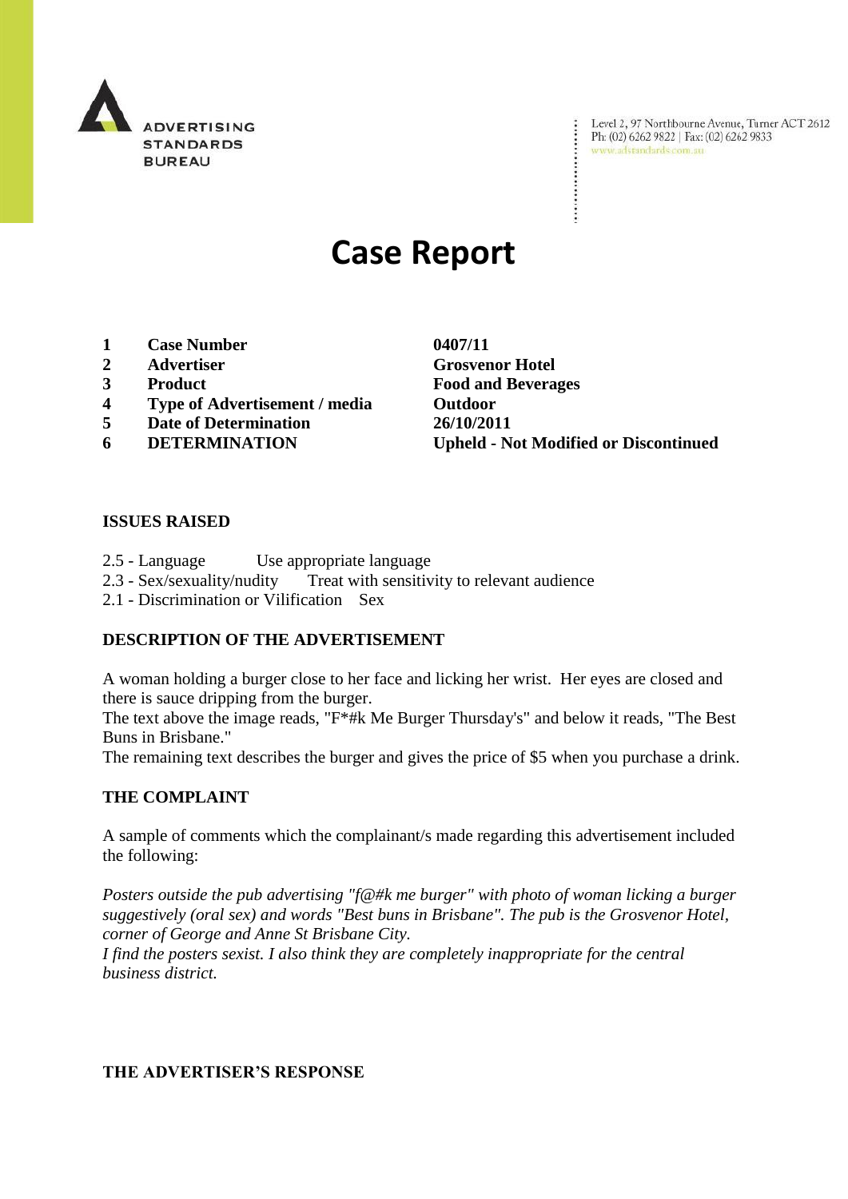ADVERTISING STANDARDS BUREAU

Level 2, 97 Northbourne Avenue, Turner ACT 2612
Ph: (02) 6262 9822 | Fax: (02) 6262 9833
www.adstandards.com.au

# Case Report

| | | |
|---|---|---|
| 1 | **Case Number** | **0407/11** |
| 2 | **Advertiser** | **Grosvenor Hotel** |
| 3 | **Product** | **Food and Beverages** |
| 4 | **Type of Advertisement / media** | **Outdoor** |
| 5 | **Date of Determination** | **26/10/2011** |
| 6 | **DETERMINATION** | **Upheld - Not Modified or Discontinued** |

## ISSUES RAISED

2.5 - Language Use appropriate language
2.3 - Sex/sexuality/nudity Treat with sensitivity to relevant audience
2.1 - Discrimination or Vilification Sex

## DESCRIPTION OF THE ADVERTISEMENT

A woman holding a burger close to her face and licking her wrist. Her eyes are closed and there is sauce dripping from the burger.
The text above the image reads, "F*#k Me Burger Thursday's" and below it reads, "The Best Buns in Brisbane."
The remaining text describes the burger and gives the price of $5 when you purchase a drink.

## THE COMPLAINT

A sample of comments which the complainant/s made regarding this advertisement included the following:

*Posters outside the pub advertising "f@#k me burger" with photo of woman licking a burger suggestively (oral sex) and words "Best buns in Brisbane". The pub is the Grosvenor Hotel, corner of George and Anne St Brisbane City.*
*I find the posters sexist. I also think they are completely inappropriate for the central business district.*

## THE ADVERTISER'S RESPONSE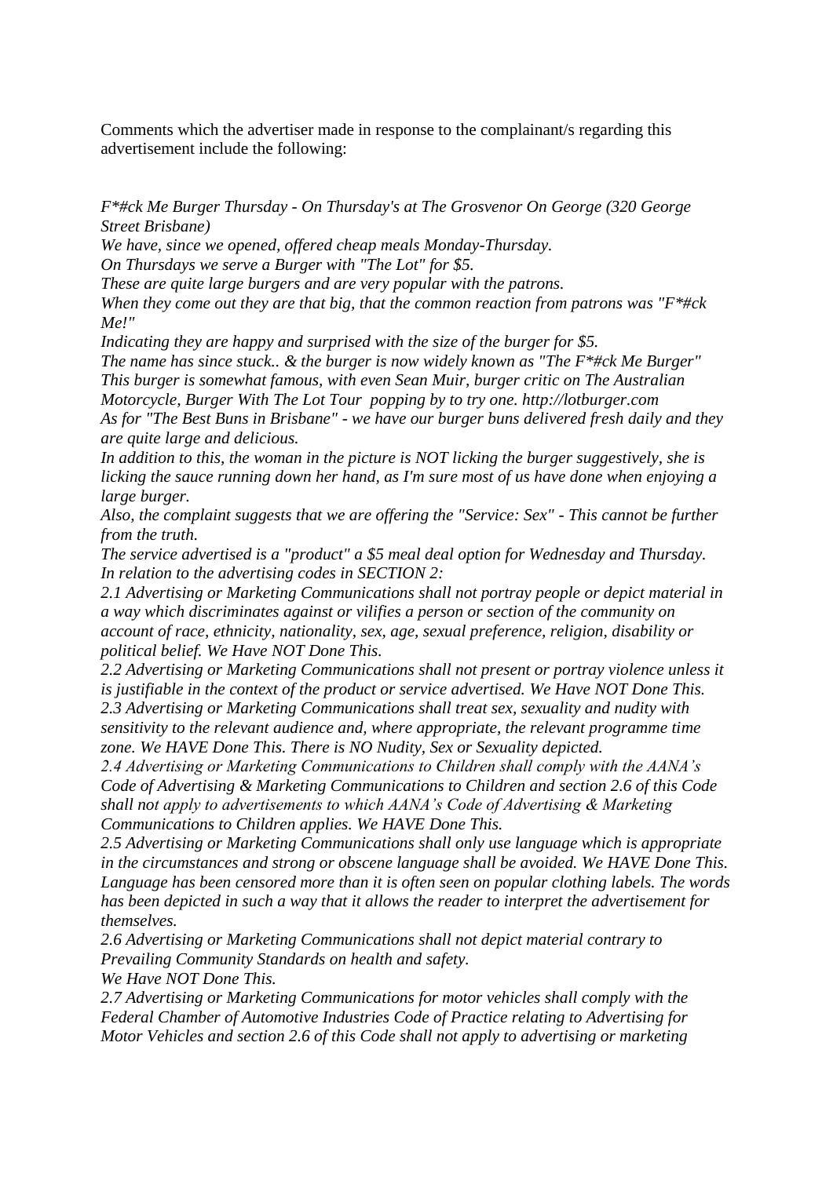Comments which the advertiser made in response to the complainant/s regarding this advertisement include the following:

*F*#ck Me Burger Thursday - On Thursday's at The Grosvenor On George (320 George Street Brisbane)*
*We have, since we opened, offered cheap meals Monday-Thursday.*
*On Thursdays we serve a Burger with "The Lot" for $5.*
*These are quite large burgers and are very popular with the patrons.*
*When they come out they are that big, that the common reaction from patrons was "F*#ck Me!"*
*Indicating they are happy and surprised with the size of the burger for $5.*
*The name has since stuck.. & the burger is now widely known as "The F*#ck Me Burger"*
*This burger is somewhat famous, with even Sean Muir, burger critic on The Australian Motorcycle, Burger With The Lot Tour popping by to try one. http://lotburger.com*
*As for "The Best Buns in Brisbane" - we have our burger buns delivered fresh daily and they are quite large and delicious.*
*In addition to this, the woman in the picture is NOT licking the burger suggestively, she is licking the sauce running down her hand, as I'm sure most of us have done when enjoying a large burger.*
*Also, the complaint suggests that we are offering the "Service: Sex" - This cannot be further from the truth.*
*The service advertised is a "product" a $5 meal deal option for Wednesday and Thursday.*
*In relation to the advertising codes in SECTION 2:*
*2.1 Advertising or Marketing Communications shall not portray people or depict material in a way which discriminates against or vilifies a person or section of the community on account of race, ethnicity, nationality, sex, age, sexual preference, religion, disability or political belief. We Have NOT Done This.*
*2.2 Advertising or Marketing Communications shall not present or portray violence unless it is justifiable in the context of the product or service advertised. We Have NOT Done This.*
*2.3 Advertising or Marketing Communications shall treat sex, sexuality and nudity with sensitivity to the relevant audience and, where appropriate, the relevant programme time zone. We HAVE Done This. There is NO Nudity, Sex or Sexuality depicted.*
*2.4 Advertising or Marketing Communications to Children shall comply with the AANA's Code of Advertising & Marketing Communications to Children and section 2.6 of this Code shall not apply to advertisements to which AANA's Code of Advertising & Marketing Communications to Children applies. We HAVE Done This.*
*2.5 Advertising or Marketing Communications shall only use language which is appropriate in the circumstances and strong or obscene language shall be avoided. We HAVE Done This. Language has been censored more than it is often seen on popular clothing labels. The words has been depicted in such a way that it allows the reader to interpret the advertisement for themselves.*
*2.6 Advertising or Marketing Communications shall not depict material contrary to Prevailing Community Standards on health and safety.*
*We Have NOT Done This.*
*2.7 Advertising or Marketing Communications for motor vehicles shall comply with the Federal Chamber of Automotive Industries Code of Practice relating to Advertising for Motor Vehicles and section 2.6 of this Code shall not apply to advertising or marketing*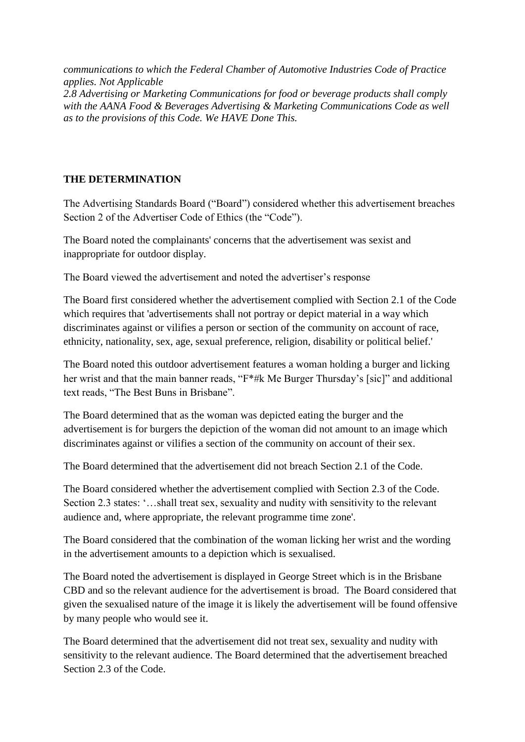*communications to which the Federal Chamber of Automotive Industries Code of Practice applies. Not Applicable*

*2.8 Advertising or Marketing Communications for food or beverage products shall comply with the AANA Food & Beverages Advertising & Marketing Communications Code as well as to the provisions of this Code. We HAVE Done This.*

**THE DETERMINATION**

The Advertising Standards Board ("Board") considered whether this advertisement breaches Section 2 of the Advertiser Code of Ethics (the "Code").

The Board noted the complainants' concerns that the advertisement was sexist and inappropriate for outdoor display.

The Board viewed the advertisement and noted the advertiser's response

The Board first considered whether the advertisement complied with Section 2.1 of the Code which requires that 'advertisements shall not portray or depict material in a way which discriminates against or vilifies a person or section of the community on account of race, ethnicity, nationality, sex, age, sexual preference, religion, disability or political belief.'

The Board noted this outdoor advertisement features a woman holding a burger and licking her wrist and that the main banner reads, "F*#k Me Burger Thursday's [sic]" and additional text reads, "The Best Buns in Brisbane".

The Board determined that as the woman was depicted eating the burger and the advertisement is for burgers the depiction of the woman did not amount to an image which discriminates against or vilifies a section of the community on account of their sex.

The Board determined that the advertisement did not breach Section 2.1 of the Code.

The Board considered whether the advertisement complied with Section 2.3 of the Code. Section 2.3 states: '…shall treat sex, sexuality and nudity with sensitivity to the relevant audience and, where appropriate, the relevant programme time zone'.

The Board considered that the combination of the woman licking her wrist and the wording in the advertisement amounts to a depiction which is sexualised.

The Board noted the advertisement is displayed in George Street which is in the Brisbane CBD and so the relevant audience for the advertisement is broad. The Board considered that given the sexualised nature of the image it is likely the advertisement will be found offensive by many people who would see it.

The Board determined that the advertisement did not treat sex, sexuality and nudity with sensitivity to the relevant audience. The Board determined that the advertisement breached Section 2.3 of the Code.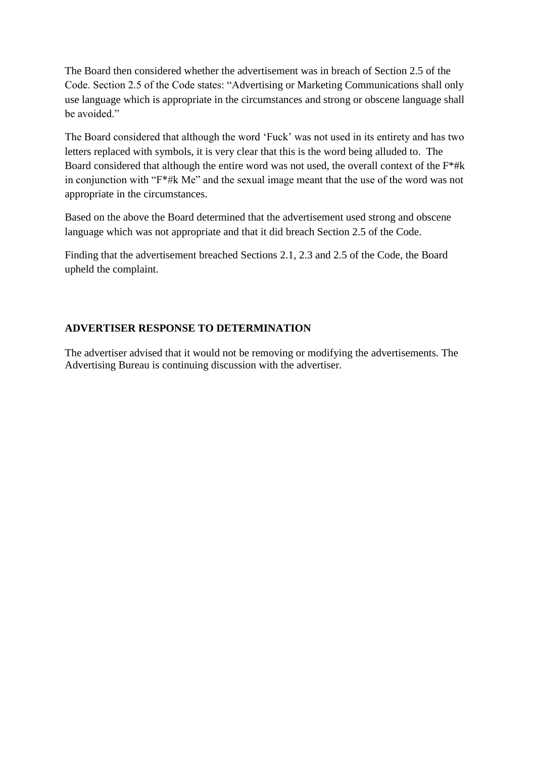The Board then considered whether the advertisement was in breach of Section 2.5 of the Code. Section 2.5 of the Code states: "Advertising or Marketing Communications shall only use language which is appropriate in the circumstances and strong or obscene language shall be avoided."

The Board considered that although the word 'Fuck' was not used in its entirety and has two letters replaced with symbols, it is very clear that this is the word being alluded to. The Board considered that although the entire word was not used, the overall context of the F*#k in conjunction with "F*#k Me" and the sexual image meant that the use of the word was not appropriate in the circumstances.

Based on the above the Board determined that the advertisement used strong and obscene language which was not appropriate and that it did breach Section 2.5 of the Code.

Finding that the advertisement breached Sections 2.1, 2.3 and 2.5 of the Code, the Board upheld the complaint.

**ADVERTISER RESPONSE TO DETERMINATION**

The advertiser advised that it would not be removing or modifying the advertisements. The Advertising Bureau is continuing discussion with the advertiser.